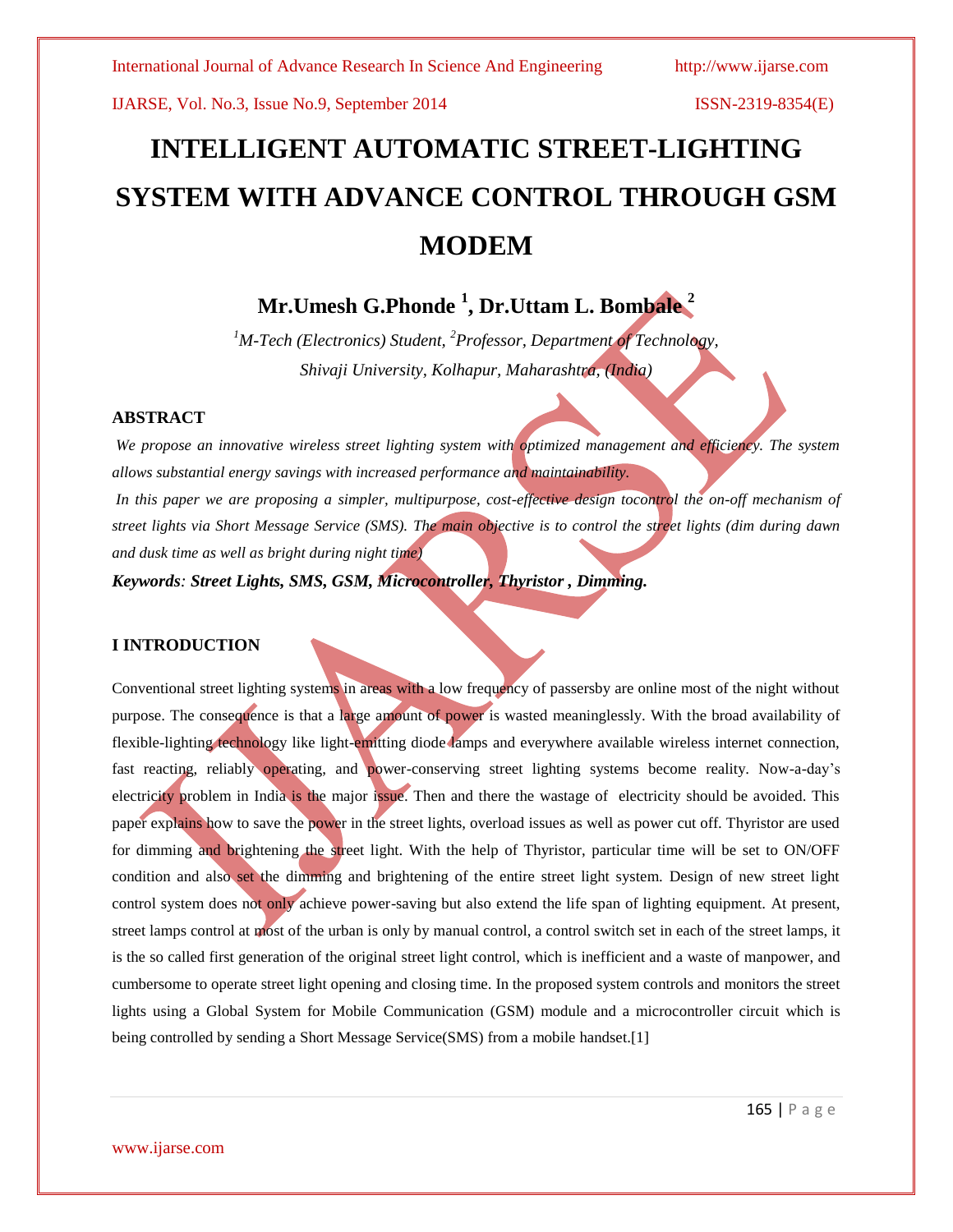# INTELLIGENT AUTOMATIC STREET-LIGHTING SYSTEM WITH ADVANCE CONTROL THROUGH GSM MODEM

**Mr.Umesh G.Phonde [1], Dr.Uttam L. Bombale [2]**

*[1]M-Tech (Electronics) Student, [2]Professor, Department of Technology, Shivaji University, Kolhapur, Maharashtra, (India)*

## ABSTRACT

*We propose an innovative wireless street lighting system with optimized management and efficiency. The system allows substantial energy savings with increased performance and maintainability.*

*In this paper we are proposing a simpler, multipurpose, cost-effective design tocontrol the on-off mechanism of street lights via Short Message Service (SMS). The main objective is to control the street lights (dim during dawn and dusk time as well as bright during night time)*

***Keywords**: Street Lights, SMS, GSM, Microcontroller, Thyristor , Dimming.*

## I INTRODUCTION

Conventional street lighting systems in areas with a low frequency of passersby are online most of the night without purpose. The consequence is that a large amount of power is wasted meaninglessly. With the broad availability of flexible-lighting technology like light-emitting diode lamps and everywhere available wireless internet connection, fast reacting, reliably operating, and power-conserving street lighting systems become reality. Now-a-day's electricity problem in India is the major issue. Then and there the wastage of electricity should be avoided. This paper explains how to save the power in the street lights, overload issues as well as power cut off. Thyristor are used for dimming and brightening the street light. With the help of Thyristor, particular time will be set to ON/OFF condition and also set the dimming and brightening of the entire street light system. Design of new street light control system does not only achieve power-saving but also extend the life span of lighting equipment. At present, street lamps control at most of the urban is only by manual control, a control switch set in each of the street lamps, it is the so called first generation of the original street light control, which is inefficient and a waste of manpower, and cumbersome to operate street light opening and closing time. In the proposed system controls and monitors the street lights using a Global System for Mobile Communication (GSM) module and a microcontroller circuit which is being controlled by sending a Short Message Service(SMS) from a mobile handset.[1]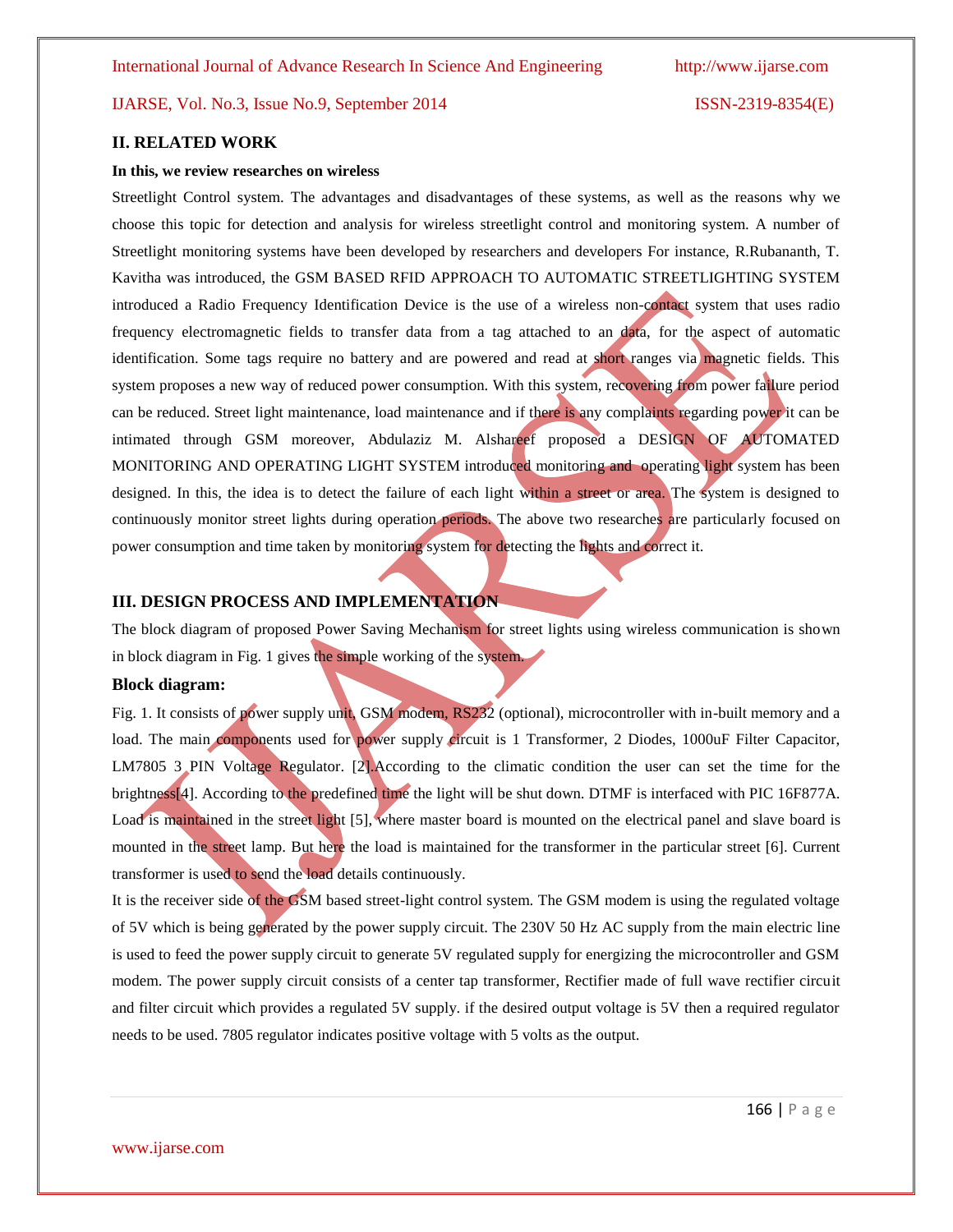## II. RELATED WORK

**In this, we review researches on wireless**

Streetlight Control system. The advantages and disadvantages of these systems, as well as the reasons why we choose this topic for detection and analysis for wireless streetlight control and monitoring system. A number of Streetlight monitoring systems have been developed by researchers and developers For instance, R.Rubananth, T. Kavitha was introduced, the GSM BASED RFID APPROACH TO AUTOMATIC STREETLIGHTING SYSTEM introduced a Radio Frequency Identification Device is the use of a wireless non-contact system that uses radio frequency electromagnetic fields to transfer data from a tag attached to an data, for the aspect of automatic identification. Some tags require no battery and are powered and read at short ranges via magnetic fields. This system proposes a new way of reduced power consumption. With this system, recovering from power failure period can be reduced. Street light maintenance, load maintenance and if there is any complaints regarding power it can be intimated through GSM moreover, Abdulaziz M. Alshareef proposed a DESIGN OF AUTOMATED MONITORING AND OPERATING LIGHT SYSTEM introduced monitoring and operating light system has been designed. In this, the idea is to detect the failure of each light within a street or area. The system is designed to continuously monitor street lights during operation periods. The above two researches are particularly focused on power consumption and time taken by monitoring system for detecting the lights and correct it.

## III. DESIGN PROCESS AND IMPLEMENTATION

The block diagram of proposed Power Saving Mechanism for street lights using wireless communication is shown in block diagram in Fig. 1 gives the simple working of the system.

### Block diagram:

Fig. 1. It consists of power supply unit, GSM modem, RS232 (optional), microcontroller with in-built memory and a load. The main components used for power supply circuit is 1 Transformer, 2 Diodes, 1000uF Filter Capacitor, LM7805 3 PIN Voltage Regulator. [2].According to the climatic condition the user can set the time for the brightness[4]. According to the predefined time the light will be shut down. DTMF is interfaced with PIC 16F877A. Load is maintained in the street light [5], where master board is mounted on the electrical panel and slave board is mounted in the street lamp. But here the load is maintained for the transformer in the particular street [6]. Current transformer is used to send the load details continuously.

It is the receiver side of the GSM based street-light control system. The GSM modem is using the regulated voltage of 5V which is being generated by the power supply circuit. The 230V 50 Hz AC supply from the main electric line is used to feed the power supply circuit to generate 5V regulated supply for energizing the microcontroller and GSM modem. The power supply circuit consists of a center tap transformer, Rectifier made of full wave rectifier circuit and filter circuit which provides a regulated 5V supply. if the desired output voltage is 5V then a required regulator needs to be used. 7805 regulator indicates positive voltage with 5 volts as the output.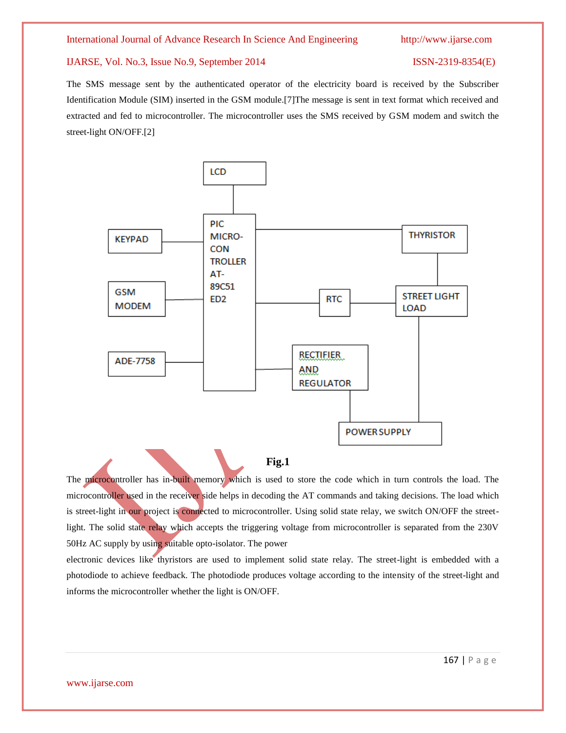The SMS message sent by the authenticated operator of the electricity board is received by the Subscriber Identification Module (SIM) inserted in the GSM module.[7]The message is sent in text format which received and extracted and fed to microcontroller. The microcontroller uses the SMS received by GSM modem and switch the street-light ON/OFF.[2]

LCD

KEYPAD

GSM MODEM

ADE-7758

PIC MICRO-CON TROLLER AT-89C51 ED2

THYRISTOR

RTC

STREET LIGHT LOAD

RECTIFIER AND REGULATOR

POWER SUPPLY

**Fig.1**

The microcontroller has in-built memory which is used to store the code which in turn controls the load. The microcontroller used in the receiver side helps in decoding the AT commands and taking decisions. The load which is street-light in our project is connected to microcontroller. Using solid state relay, we switch ON/OFF the street-light. The solid state relay which accepts the triggering voltage from microcontroller is separated from the 230V 50Hz AC supply by using suitable opto-isolator. The power

electronic devices like thyristors are used to implement solid state relay. The street-light is embedded with a photodiode to achieve feedback. The photodiode produces voltage according to the intensity of the street-light and informs the microcontroller whether the light is ON/OFF.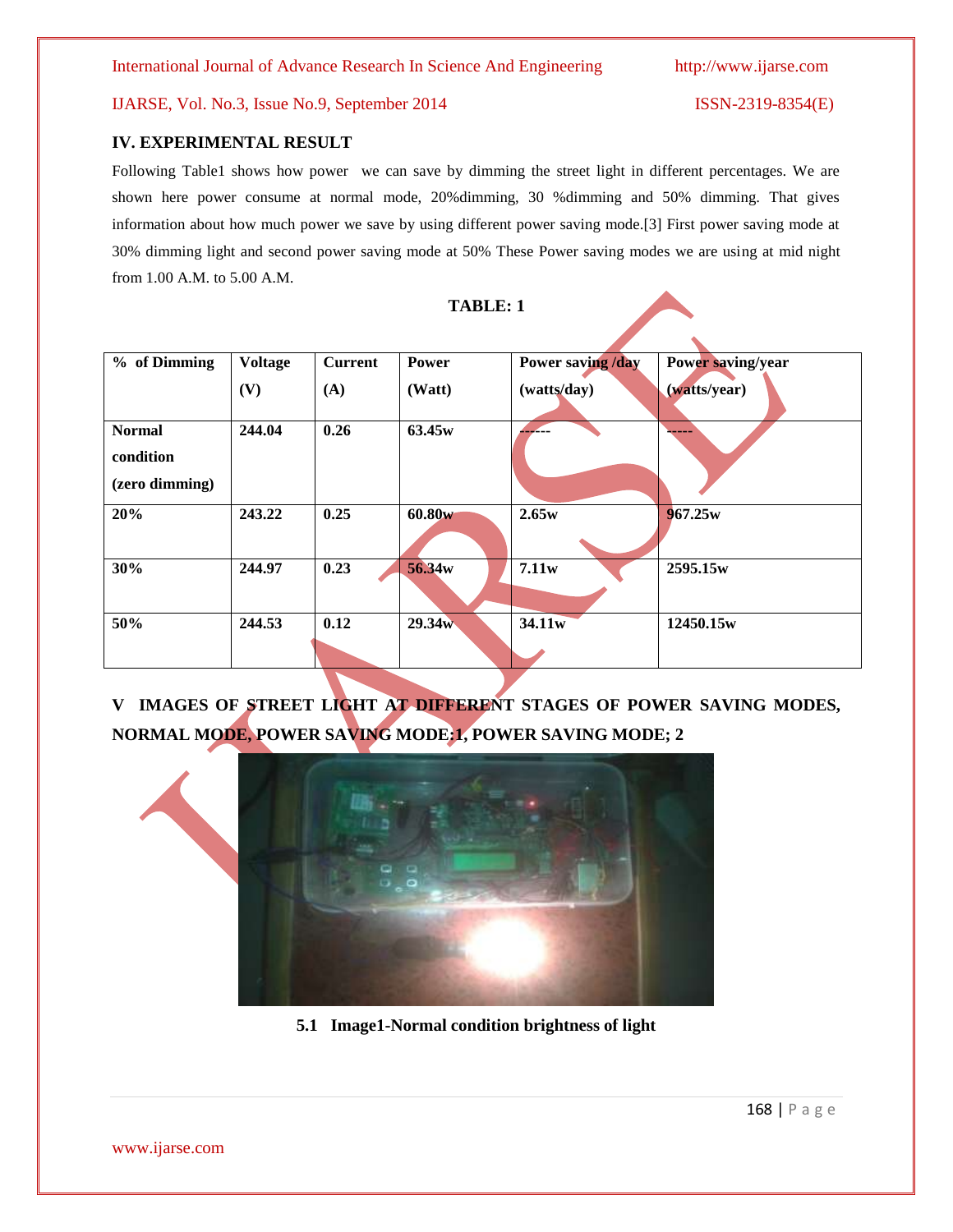## IV. EXPERIMENTAL RESULT

Following Table1 shows how power we can save by dimming the street light in different percentages. We are shown here power consume at normal mode, 20%dimming, 30 %dimming and 50% dimming. That gives information about how much power we save by using different power saving mode.[3] First power saving mode at 30% dimming light and second power saving mode at 50% These Power saving modes we are using at mid night from 1.00 A.M. to 5.00 A.M.

**TABLE: 1**

| % of Dimming | Voltage (V) | Current (A) | Power (Watt) | Power saving /day (watts/day) | Power saving/year (watts/year) |
|---|---|---|---|---|---|
| **Normal condition (zero dimming)** | **244.04** | **0.26** | **63.45w** | ------ | ----- |
| **20%** | **243.22** | **0.25** | **60.80w** | **2.65w** | **967.25w** |
| **30%** | **244.97** | **0.23** | **56.34w** | **7.11w** | **2595.15w** |
| **50%** | **244.53** | **0.12** | **29.34w** | **34.11w** | **12450.15w** |

## V IMAGES OF STREET LIGHT AT DIFFERENT STAGES OF POWER SAVING MODES, NORMAL MODE, POWER SAVING MODE:1, POWER SAVING MODE; 2

**5.1 Image1-Normal condition brightness of light**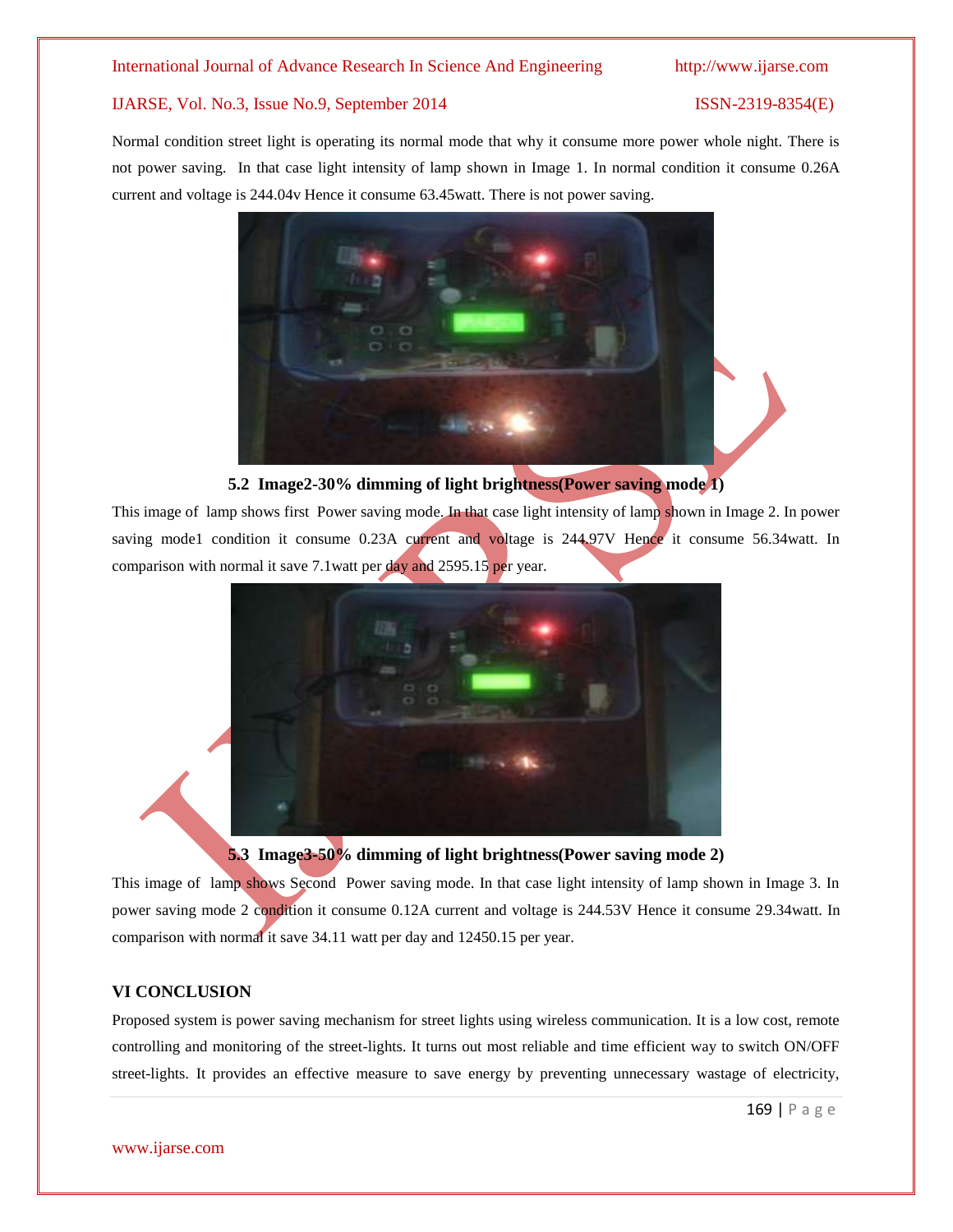Normal condition street light is operating its normal mode that why it consume more power whole night. There is not power saving. In that case light intensity of lamp shown in Image 1. In normal condition it consume 0.26A current and voltage is 244.04v Hence it consume 63.45watt. There is not power saving.

**5.2 Image2-30% dimming of light brightness(Power saving mode 1)**

This image of lamp shows first Power saving mode. In that case light intensity of lamp shown in Image 2. In power saving mode1 condition it consume 0.23A current and voltage is 244.97V Hence it consume 56.34watt. In comparison with normal it save 7.1watt per day and 2595.15 per year.

**5.3 Image3-50% dimming of light brightness(Power saving mode 2)**

This image of lamp shows Second Power saving mode. In that case light intensity of lamp shown in Image 3. In power saving mode 2 condition it consume 0.12A current and voltage is 244.53V Hence it consume 29.34watt. In comparison with normal it save 34.11 watt per day and 12450.15 per year.

## VI CONCLUSION

Proposed system is power saving mechanism for street lights using wireless communication. It is a low cost, remote controlling and monitoring of the street-lights. It turns out most reliable and time efficient way to switch ON/OFF street-lights. It provides an effective measure to save energy by preventing unnecessary wastage of electricity,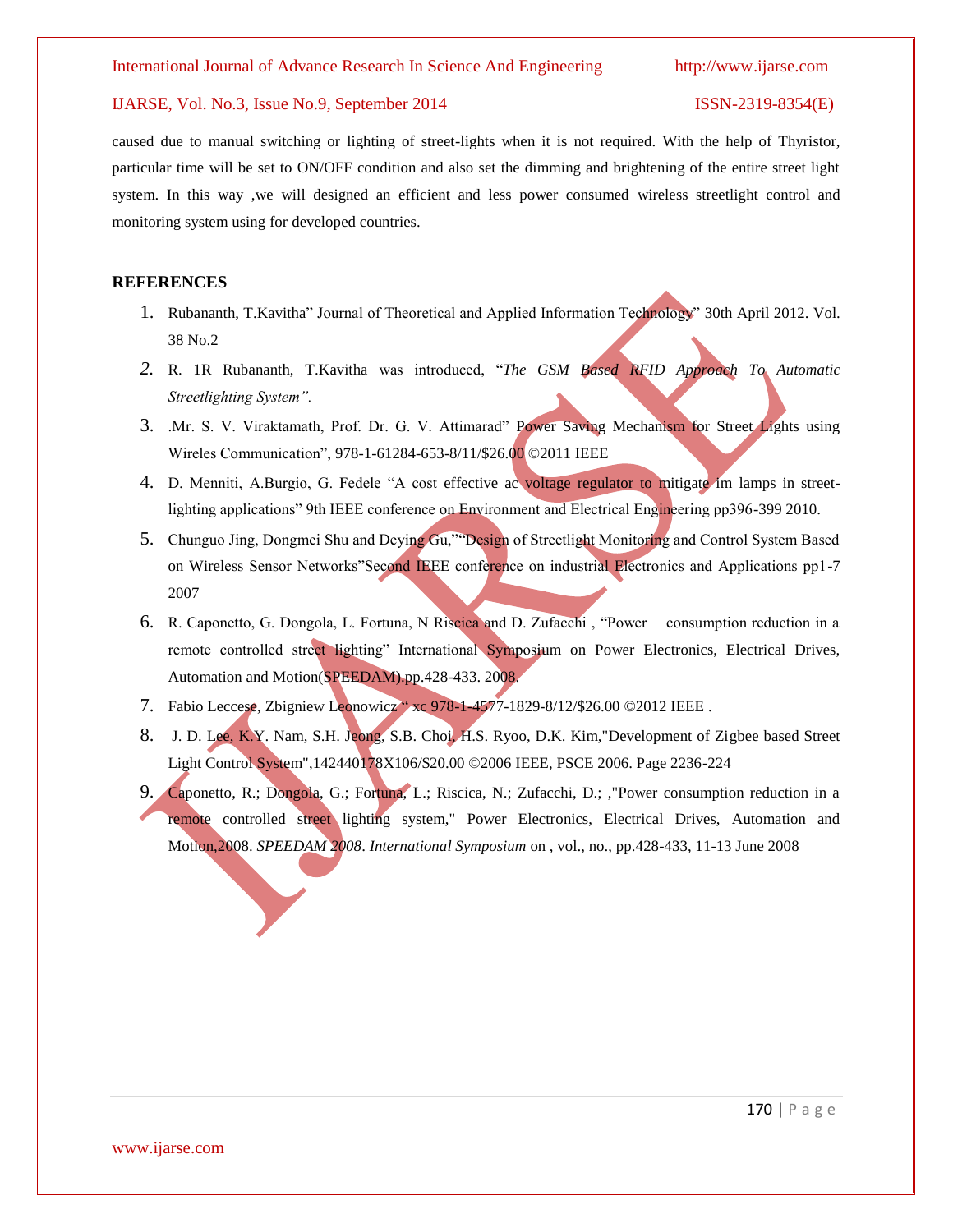caused due to manual switching or lighting of street-lights when it is not required. With the help of Thyristor, particular time will be set to ON/OFF condition and also set the dimming and brightening of the entire street light system. In this way ,we will designed an efficient and less power consumed wireless streetlight control and monitoring system using for developed countries.

## REFERENCES

1. Rubananth, T.Kavitha" Journal of Theoretical and Applied Information Technology" 30th April 2012. Vol. 38 No.2
2. R. 1R Rubananth, T.Kavitha was introduced, "*The GSM Based RFID Approach To Automatic Streetlighting System".*
3. .Mr. S. V. Viraktamath, Prof. Dr. G. V. Attimarad" Power Saving Mechanism for Street Lights using Wireles Communication", 978-1-61284-653-8/11/$26.00 ©2011 IEEE
4. D. Menniti, A.Burgio, G. Fedele "A cost effective ac voltage regulator to mitigate im lamps in street-lighting applications" 9th IEEE conference on Environment and Electrical Engineering pp396-399 2010.
5. Chunguo Jing, Dongmei Shu and Deying Gu,""Design of Streetlight Monitoring and Control System Based on Wireless Sensor Networks"Second IEEE conference on industrial Electronics and Applications pp1-7 2007
6. R. Caponetto, G. Dongola, L. Fortuna, N Riscica and D. Zufacchi , "Power consumption reduction in a remote controlled street lighting" International Symposium on Power Electronics, Electrical Drives, Automation and Motion(SPEEDAM).pp.428-433. 2008.
7. Fabio Leccese, Zbigniew Leonowicz " xc 978-1-4577-1829-8/12/$26.00 ©2012 IEEE .
8. J. D. Lee, K.Y. Nam, S.H. Jeong, S.B. Choi, H.S. Ryoo, D.K. Kim,"Development of Zigbee based Street Light Control System",142440178X106/$20.00 ©2006 IEEE, PSCE 2006. Page 2236-224
9. Caponetto, R.; Dongola, G.; Fortuna, L.; Riscica, N.; Zufacchi, D.; ,"Power consumption reduction in a remote controlled street lighting system," Power Electronics, Electrical Drives, Automation and Motion,2008. *SPEEDAM 2008*. *International Symposium* on , vol., no., pp.428-433, 11-13 June 2008